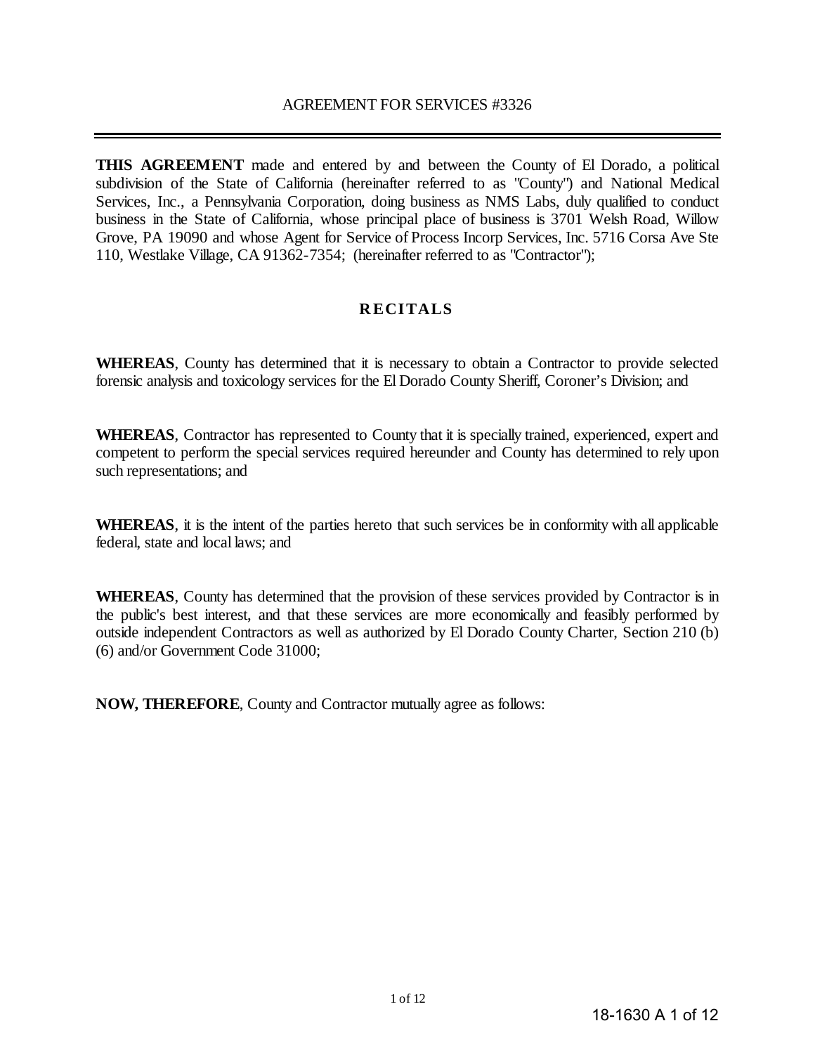# AGREEMENT FOR SERVICES #3326

---

**THIS AGREEMENT** made and entered by and between the County of El Dorado, a political subdivision of the State of California (hereinafter referred to as "County") and National Medical Services, Inc., a Pennsylvania Corporation, doing business as NMS Labs, duly qualified to conduct business in the State of California, whose principal place of business is 3701 Welsh Road, Willow Grove, PA 19090 and whose Agent for Service of Process Incorp Services, Inc. 5716 Corsa Ave Ste 110, Westlake Village, CA 91362-7354; (hereinafter referred to as "Contractor");

## RECITALS

**WHEREAS**, County has determined that it is necessary to obtain a Contractor to provide selected forensic analysis and toxicology services for the El Dorado County Sheriff, Coroner's Division; and

**WHEREAS**, Contractor has represented to County that it is specially trained, experienced, expert and competent to perform the special services required hereunder and County has determined to rely upon such representations; and

**WHEREAS**, it is the intent of the parties hereto that such services be in conformity with all applicable federal, state and local laws; and

**WHEREAS**, County has determined that the provision of these services provided by Contractor is in the public's best interest, and that these services are more economically and feasibly performed by outside independent Contractors as well as authorized by El Dorado County Charter, Section 210 (b) (6) and/or Government Code 31000;

**NOW, THEREFORE**, County and Contractor mutually agree as follows: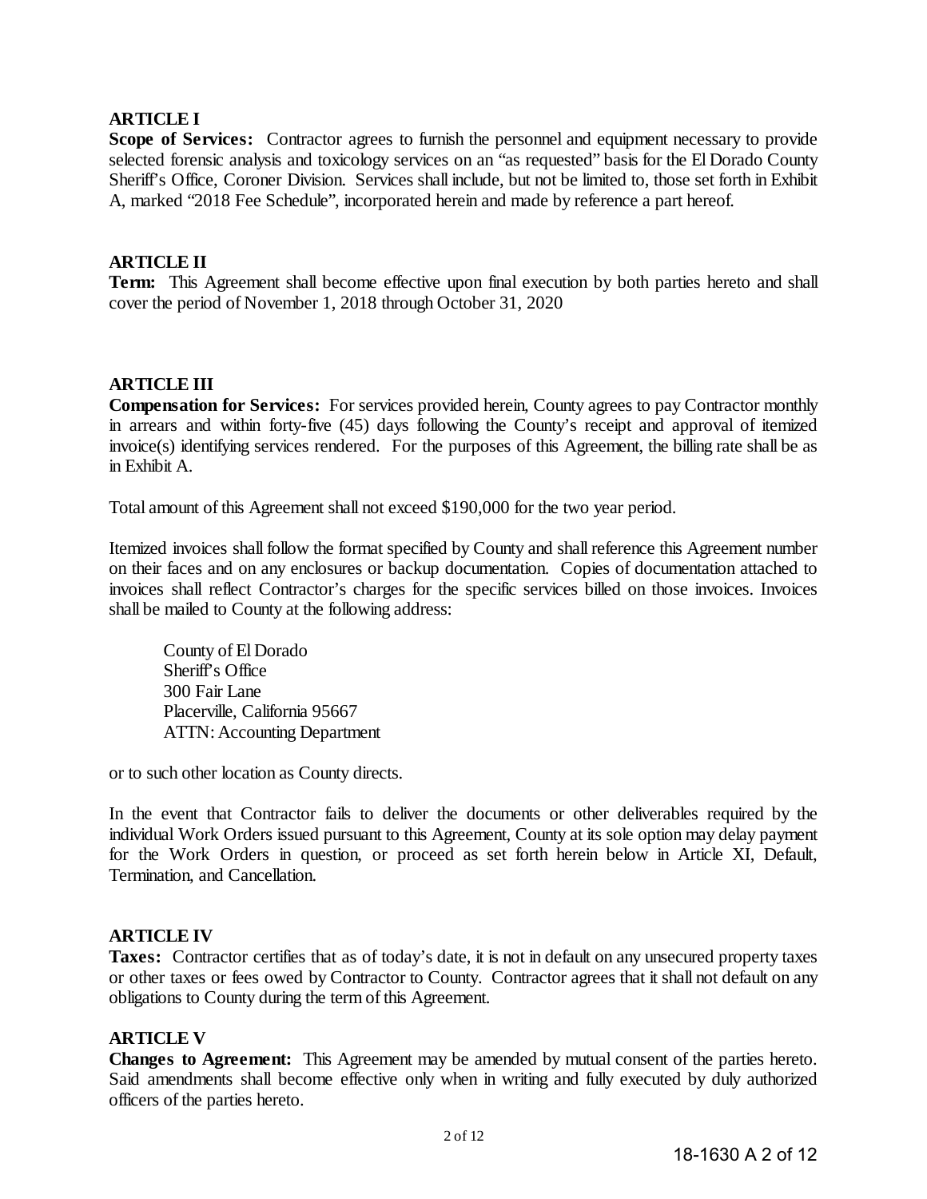## ARTICLE I

**Scope of Services:** Contractor agrees to furnish the personnel and equipment necessary to provide selected forensic analysis and toxicology services on an "as requested" basis for the El Dorado County Sheriff's Office, Coroner Division. Services shall include, but not be limited to, those set forth in Exhibit A, marked "2018 Fee Schedule", incorporated herein and made by reference a part hereof.

## ARTICLE II

**Term:** This Agreement shall become effective upon final execution by both parties hereto and shall cover the period of November 1, 2018 through October 31, 2020

## ARTICLE III

**Compensation for Services:** For services provided herein, County agrees to pay Contractor monthly in arrears and within forty-five (45) days following the County's receipt and approval of itemized invoice(s) identifying services rendered. For the purposes of this Agreement, the billing rate shall be as in Exhibit A.

Total amount of this Agreement shall not exceed $190,000 for the two year period.

Itemized invoices shall follow the format specified by County and shall reference this Agreement number on their faces and on any enclosures or backup documentation. Copies of documentation attached to invoices shall reflect Contractor's charges for the specific services billed on those invoices. Invoices shall be mailed to County at the following address:

County of El Dorado
Sheriff's Office
300 Fair Lane
Placerville, California 95667
ATTN: Accounting Department

or to such other location as County directs.

In the event that Contractor fails to deliver the documents or other deliverables required by the individual Work Orders issued pursuant to this Agreement, County at its sole option may delay payment for the Work Orders in question, or proceed as set forth herein below in Article XI, Default, Termination, and Cancellation.

## ARTICLE IV

**Taxes:** Contractor certifies that as of today's date, it is not in default on any unsecured property taxes or other taxes or fees owed by Contractor to County. Contractor agrees that it shall not default on any obligations to County during the term of this Agreement.

## ARTICLE V

**Changes to Agreement:** This Agreement may be amended by mutual consent of the parties hereto. Said amendments shall become effective only when in writing and fully executed by duly authorized officers of the parties hereto.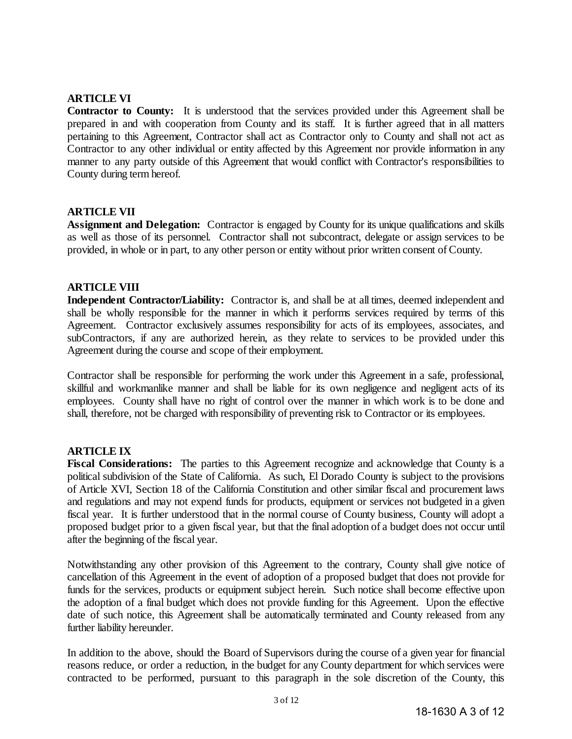**ARTICLE VI**

**Contractor to County:** It is understood that the services provided under this Agreement shall be prepared in and with cooperation from County and its staff. It is further agreed that in all matters pertaining to this Agreement, Contractor shall act as Contractor only to County and shall not act as Contractor to any other individual or entity affected by this Agreement nor provide information in any manner to any party outside of this Agreement that would conflict with Contractor's responsibilities to County during term hereof.

**ARTICLE VII**

**Assignment and Delegation:** Contractor is engaged by County for its unique qualifications and skills as well as those of its personnel. Contractor shall not subcontract, delegate or assign services to be provided, in whole or in part, to any other person or entity without prior written consent of County.

**ARTICLE VIII**

**Independent Contractor/Liability:** Contractor is, and shall be at all times, deemed independent and shall be wholly responsible for the manner in which it performs services required by terms of this Agreement. Contractor exclusively assumes responsibility for acts of its employees, associates, and subContractors, if any are authorized herein, as they relate to services to be provided under this Agreement during the course and scope of their employment.

Contractor shall be responsible for performing the work under this Agreement in a safe, professional, skillful and workmanlike manner and shall be liable for its own negligence and negligent acts of its employees. County shall have no right of control over the manner in which work is to be done and shall, therefore, not be charged with responsibility of preventing risk to Contractor or its employees.

**ARTICLE IX**

**Fiscal Considerations:** The parties to this Agreement recognize and acknowledge that County is a political subdivision of the State of California. As such, El Dorado County is subject to the provisions of Article XVI, Section 18 of the California Constitution and other similar fiscal and procurement laws and regulations and may not expend funds for products, equipment or services not budgeted in a given fiscal year. It is further understood that in the normal course of County business, County will adopt a proposed budget prior to a given fiscal year, but that the final adoption of a budget does not occur until after the beginning of the fiscal year.

Notwithstanding any other provision of this Agreement to the contrary, County shall give notice of cancellation of this Agreement in the event of adoption of a proposed budget that does not provide for funds for the services, products or equipment subject herein. Such notice shall become effective upon the adoption of a final budget which does not provide funding for this Agreement. Upon the effective date of such notice, this Agreement shall be automatically terminated and County released from any further liability hereunder.

In addition to the above, should the Board of Supervisors during the course of a given year for financial reasons reduce, or order a reduction, in the budget for any County department for which services were contracted to be performed, pursuant to this paragraph in the sole discretion of the County, this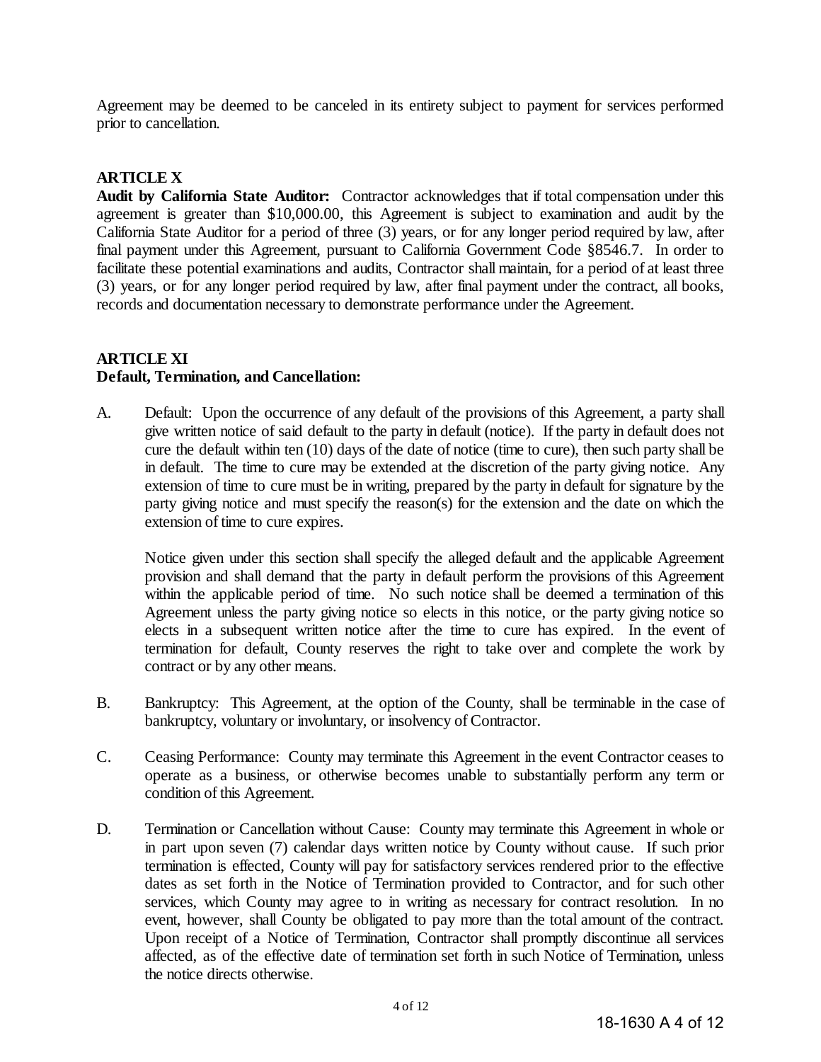Agreement may be deemed to be canceled in its entirety subject to payment for services performed prior to cancellation.

**ARTICLE X**

**Audit by California State Auditor:** Contractor acknowledges that if total compensation under this agreement is greater than $10,000.00, this Agreement is subject to examination and audit by the California State Auditor for a period of three (3) years, or for any longer period required by law, after final payment under this Agreement, pursuant to California Government Code §8546.7. In order to facilitate these potential examinations and audits, Contractor shall maintain, for a period of at least three (3) years, or for any longer period required by law, after final payment under the contract, all books, records and documentation necessary to demonstrate performance under the Agreement.

**ARTICLE XI**

**Default, Termination, and Cancellation:**

A. Default: Upon the occurrence of any default of the provisions of this Agreement, a party shall give written notice of said default to the party in default (notice). If the party in default does not cure the default within ten (10) days of the date of notice (time to cure), then such party shall be in default. The time to cure may be extended at the discretion of the party giving notice. Any extension of time to cure must be in writing, prepared by the party in default for signature by the party giving notice and must specify the reason(s) for the extension and the date on which the extension of time to cure expires.

   Notice given under this section shall specify the alleged default and the applicable Agreement provision and shall demand that the party in default perform the provisions of this Agreement within the applicable period of time. No such notice shall be deemed a termination of this Agreement unless the party giving notice so elects in this notice, or the party giving notice so elects in a subsequent written notice after the time to cure has expired. In the event of termination for default, County reserves the right to take over and complete the work by contract or by any other means.

B. Bankruptcy: This Agreement, at the option of the County, shall be terminable in the case of bankruptcy, voluntary or involuntary, or insolvency of Contractor.

C. Ceasing Performance: County may terminate this Agreement in the event Contractor ceases to operate as a business, or otherwise becomes unable to substantially perform any term or condition of this Agreement.

D. Termination or Cancellation without Cause: County may terminate this Agreement in whole or in part upon seven (7) calendar days written notice by County without cause. If such prior termination is effected, County will pay for satisfactory services rendered prior to the effective dates as set forth in the Notice of Termination provided to Contractor, and for such other services, which County may agree to in writing as necessary for contract resolution. In no event, however, shall County be obligated to pay more than the total amount of the contract. Upon receipt of a Notice of Termination, Contractor shall promptly discontinue all services affected, as of the effective date of termination set forth in such Notice of Termination, unless the notice directs otherwise.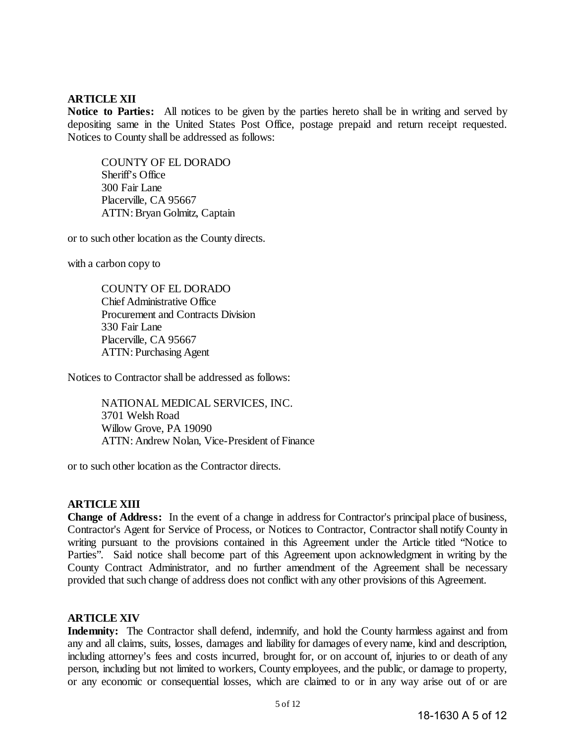**ARTICLE XII**

**Notice to Parties:** All notices to be given by the parties hereto shall be in writing and served by depositing same in the United States Post Office, postage prepaid and return receipt requested. Notices to County shall be addressed as follows:

> COUNTY OF EL DORADO
> Sheriff's Office
> 300 Fair Lane
> Placerville, CA 95667
> ATTN: Bryan Golmitz, Captain

or to such other location as the County directs.

with a carbon copy to

> COUNTY OF EL DORADO
> Chief Administrative Office
> Procurement and Contracts Division
> 330 Fair Lane
> Placerville, CA 95667
> ATTN: Purchasing Agent

Notices to Contractor shall be addressed as follows:

> NATIONAL MEDICAL SERVICES, INC.
> 3701 Welsh Road
> Willow Grove, PA 19090
> ATTN: Andrew Nolan, Vice-President of Finance

or to such other location as the Contractor directs.

**ARTICLE XIII**

**Change of Address:** In the event of a change in address for Contractor's principal place of business, Contractor's Agent for Service of Process, or Notices to Contractor, Contractor shall notify County in writing pursuant to the provisions contained in this Agreement under the Article titled "Notice to Parties". Said notice shall become part of this Agreement upon acknowledgment in writing by the County Contract Administrator, and no further amendment of the Agreement shall be necessary provided that such change of address does not conflict with any other provisions of this Agreement.

**ARTICLE XIV**

**Indemnity:** The Contractor shall defend, indemnify, and hold the County harmless against and from any and all claims, suits, losses, damages and liability for damages of every name, kind and description, including attorney's fees and costs incurred, brought for, or on account of, injuries to or death of any person, including but not limited to workers, County employees, and the public, or damage to property, or any economic or consequential losses, which are claimed to or in any way arise out of or are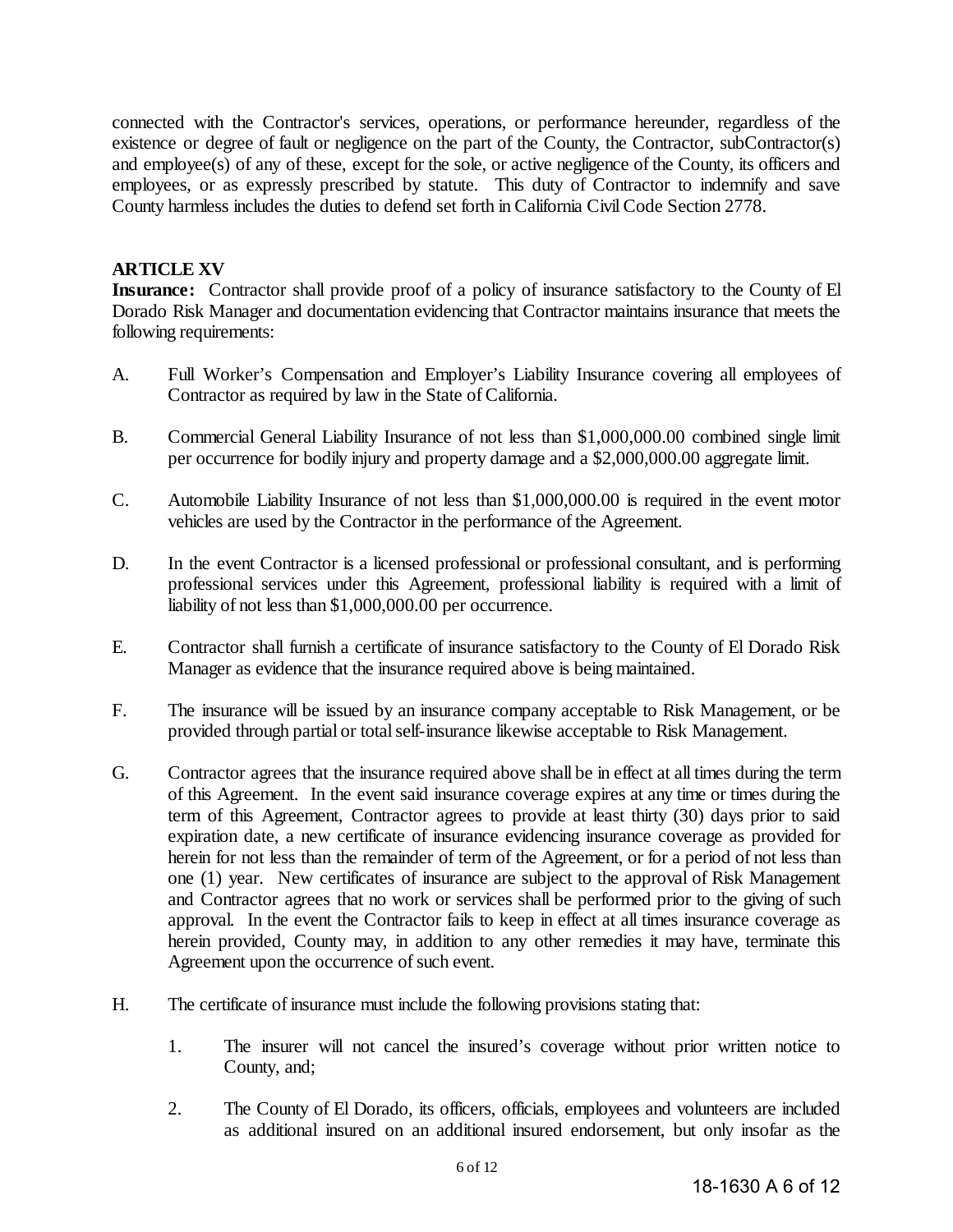connected with the Contractor's services, operations, or performance hereunder, regardless of the existence or degree of fault or negligence on the part of the County, the Contractor, subContractor(s) and employee(s) of any of these, except for the sole, or active negligence of the County, its officers and employees, or as expressly prescribed by statute. This duty of Contractor to indemnify and save County harmless includes the duties to defend set forth in California Civil Code Section 2778.

**ARTICLE XV**

**Insurance:** Contractor shall provide proof of a policy of insurance satisfactory to the County of El Dorado Risk Manager and documentation evidencing that Contractor maintains insurance that meets the following requirements:

A. Full Worker's Compensation and Employer's Liability Insurance covering all employees of Contractor as required by law in the State of California.

B. Commercial General Liability Insurance of not less than $1,000,000.00 combined single limit per occurrence for bodily injury and property damage and a $2,000,000.00 aggregate limit.

C. Automobile Liability Insurance of not less than $1,000,000.00 is required in the event motor vehicles are used by the Contractor in the performance of the Agreement.

D. In the event Contractor is a licensed professional or professional consultant, and is performing professional services under this Agreement, professional liability is required with a limit of liability of not less than $1,000,000.00 per occurrence.

E. Contractor shall furnish a certificate of insurance satisfactory to the County of El Dorado Risk Manager as evidence that the insurance required above is being maintained.

F. The insurance will be issued by an insurance company acceptable to Risk Management, or be provided through partial or total self-insurance likewise acceptable to Risk Management.

G. Contractor agrees that the insurance required above shall be in effect at all times during the term of this Agreement. In the event said insurance coverage expires at any time or times during the term of this Agreement, Contractor agrees to provide at least thirty (30) days prior to said expiration date, a new certificate of insurance evidencing insurance coverage as provided for herein for not less than the remainder of term of the Agreement, or for a period of not less than one (1) year. New certificates of insurance are subject to the approval of Risk Management and Contractor agrees that no work or services shall be performed prior to the giving of such approval. In the event the Contractor fails to keep in effect at all times insurance coverage as herein provided, County may, in addition to any other remedies it may have, terminate this Agreement upon the occurrence of such event.

H. The certificate of insurance must include the following provisions stating that:

   1. The insurer will not cancel the insured's coverage without prior written notice to County, and;

   2. The County of El Dorado, its officers, officials, employees and volunteers are included as additional insured on an additional insured endorsement, but only insofar as the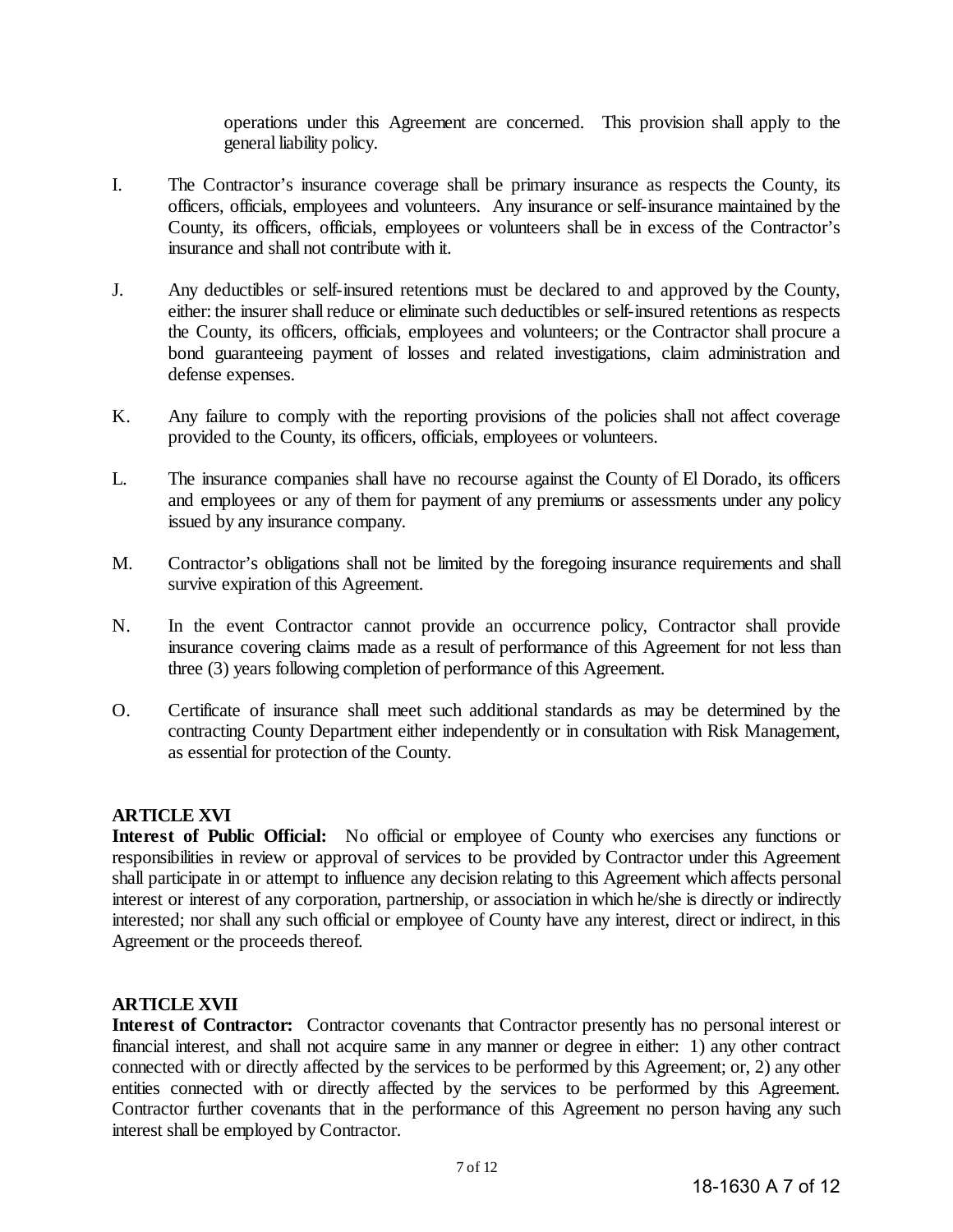operations under this Agreement are concerned. This provision shall apply to the general liability policy.

I. The Contractor's insurance coverage shall be primary insurance as respects the County, its officers, officials, employees and volunteers. Any insurance or self-insurance maintained by the County, its officers, officials, employees or volunteers shall be in excess of the Contractor's insurance and shall not contribute with it.

J. Any deductibles or self-insured retentions must be declared to and approved by the County, either: the insurer shall reduce or eliminate such deductibles or self-insured retentions as respects the County, its officers, officials, employees and volunteers; or the Contractor shall procure a bond guaranteeing payment of losses and related investigations, claim administration and defense expenses.

K. Any failure to comply with the reporting provisions of the policies shall not affect coverage provided to the County, its officers, officials, employees or volunteers.

L. The insurance companies shall have no recourse against the County of El Dorado, its officers and employees or any of them for payment of any premiums or assessments under any policy issued by any insurance company.

M. Contractor's obligations shall not be limited by the foregoing insurance requirements and shall survive expiration of this Agreement.

N. In the event Contractor cannot provide an occurrence policy, Contractor shall provide insurance covering claims made as a result of performance of this Agreement for not less than three (3) years following completion of performance of this Agreement.

O. Certificate of insurance shall meet such additional standards as may be determined by the contracting County Department either independently or in consultation with Risk Management, as essential for protection of the County.

## ARTICLE XVI

**Interest of Public Official:** No official or employee of County who exercises any functions or responsibilities in review or approval of services to be provided by Contractor under this Agreement shall participate in or attempt to influence any decision relating to this Agreement which affects personal interest or interest of any corporation, partnership, or association in which he/she is directly or indirectly interested; nor shall any such official or employee of County have any interest, direct or indirect, in this Agreement or the proceeds thereof.

## ARTICLE XVII

**Interest of Contractor:** Contractor covenants that Contractor presently has no personal interest or financial interest, and shall not acquire same in any manner or degree in either: 1) any other contract connected with or directly affected by the services to be performed by this Agreement; or, 2) any other entities connected with or directly affected by the services to be performed by this Agreement. Contractor further covenants that in the performance of this Agreement no person having any such interest shall be employed by Contractor.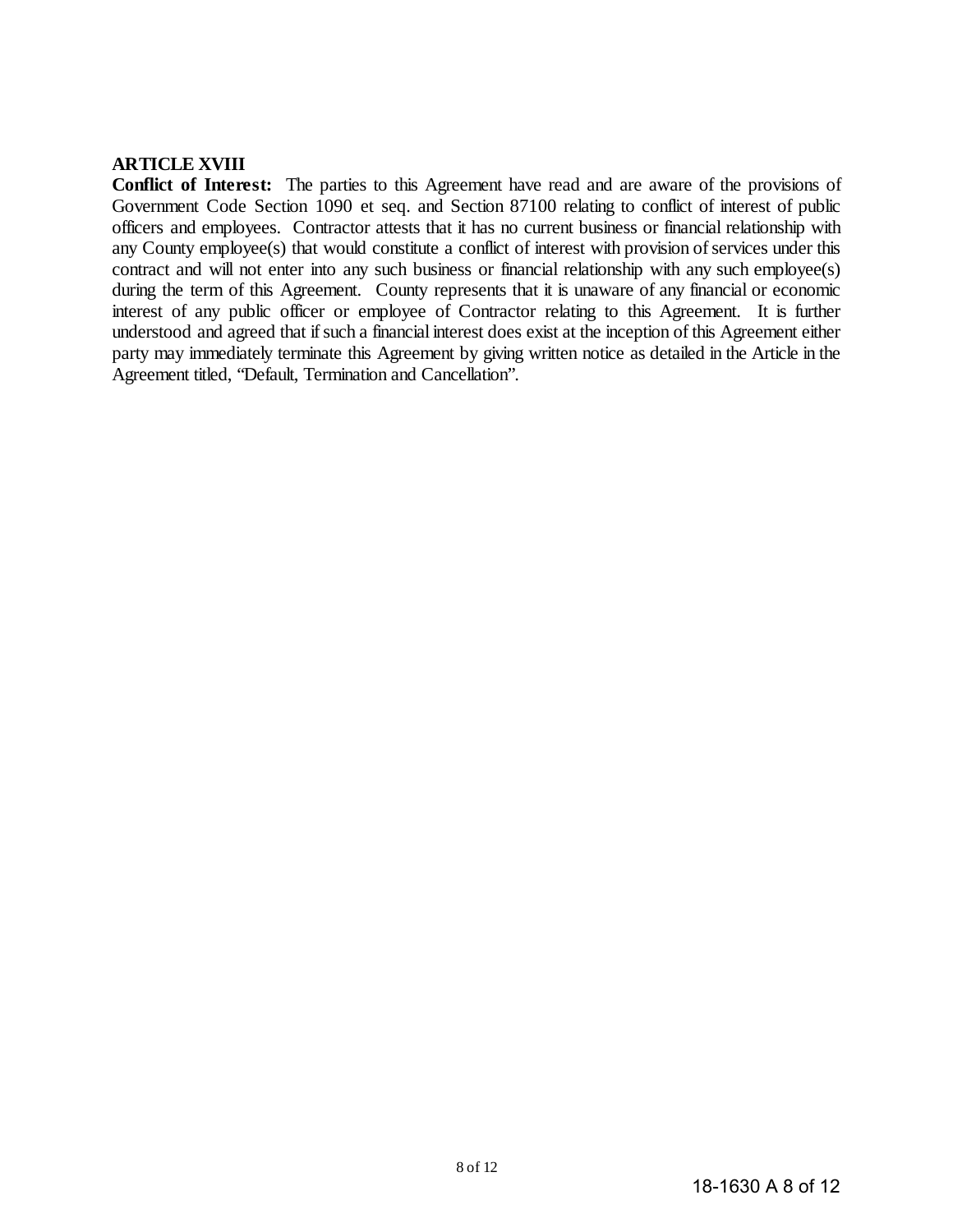**ARTICLE XVIII**

**Conflict of Interest:** The parties to this Agreement have read and are aware of the provisions of Government Code Section 1090 et seq. and Section 87100 relating to conflict of interest of public officers and employees. Contractor attests that it has no current business or financial relationship with any County employee(s) that would constitute a conflict of interest with provision of services under this contract and will not enter into any such business or financial relationship with any such employee(s) during the term of this Agreement. County represents that it is unaware of any financial or economic interest of any public officer or employee of Contractor relating to this Agreement. It is further understood and agreed that if such a financial interest does exist at the inception of this Agreement either party may immediately terminate this Agreement by giving written notice as detailed in the Article in the Agreement titled, "Default, Termination and Cancellation".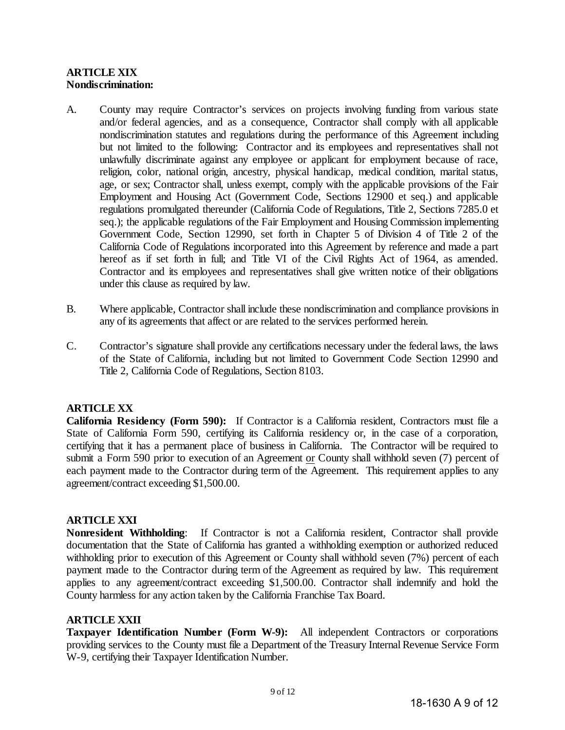**ARTICLE XIX**
**Nondiscrimination:**

A. County may require Contractor's services on projects involving funding from various state and/or federal agencies, and as a consequence, Contractor shall comply with all applicable nondiscrimination statutes and regulations during the performance of this Agreement including but not limited to the following: Contractor and its employees and representatives shall not unlawfully discriminate against any employee or applicant for employment because of race, religion, color, national origin, ancestry, physical handicap, medical condition, marital status, age, or sex; Contractor shall, unless exempt, comply with the applicable provisions of the Fair Employment and Housing Act (Government Code, Sections 12900 et seq.) and applicable regulations promulgated thereunder (California Code of Regulations, Title 2, Sections 7285.0 et seq.); the applicable regulations of the Fair Employment and Housing Commission implementing Government Code, Section 12990, set forth in Chapter 5 of Division 4 of Title 2 of the California Code of Regulations incorporated into this Agreement by reference and made a part hereof as if set forth in full; and Title VI of the Civil Rights Act of 1964, as amended. Contractor and its employees and representatives shall give written notice of their obligations under this clause as required by law.

B. Where applicable, Contractor shall include these nondiscrimination and compliance provisions in any of its agreements that affect or are related to the services performed herein.

C. Contractor's signature shall provide any certifications necessary under the federal laws, the laws of the State of California, including but not limited to Government Code Section 12990 and Title 2, California Code of Regulations, Section 8103.

**ARTICLE XX**
**California Residency (Form 590):** If Contractor is a California resident, Contractors must file a State of California Form 590, certifying its California residency or, in the case of a corporation, certifying that it has a permanent place of business in California. The Contractor will be required to submit a Form 590 prior to execution of an Agreement or County shall withhold seven (7) percent of each payment made to the Contractor during term of the Agreement. This requirement applies to any agreement/contract exceeding $1,500.00.

**ARTICLE XXI**
**Nonresident Withholding**: If Contractor is not a California resident, Contractor shall provide documentation that the State of California has granted a withholding exemption or authorized reduced withholding prior to execution of this Agreement or County shall withhold seven (7%) percent of each payment made to the Contractor during term of the Agreement as required by law. This requirement applies to any agreement/contract exceeding $1,500.00. Contractor shall indemnify and hold the County harmless for any action taken by the California Franchise Tax Board.

**ARTICLE XXII**
**Taxpayer Identification Number (Form W-9):** All independent Contractors or corporations providing services to the County must file a Department of the Treasury Internal Revenue Service Form W-9, certifying their Taxpayer Identification Number.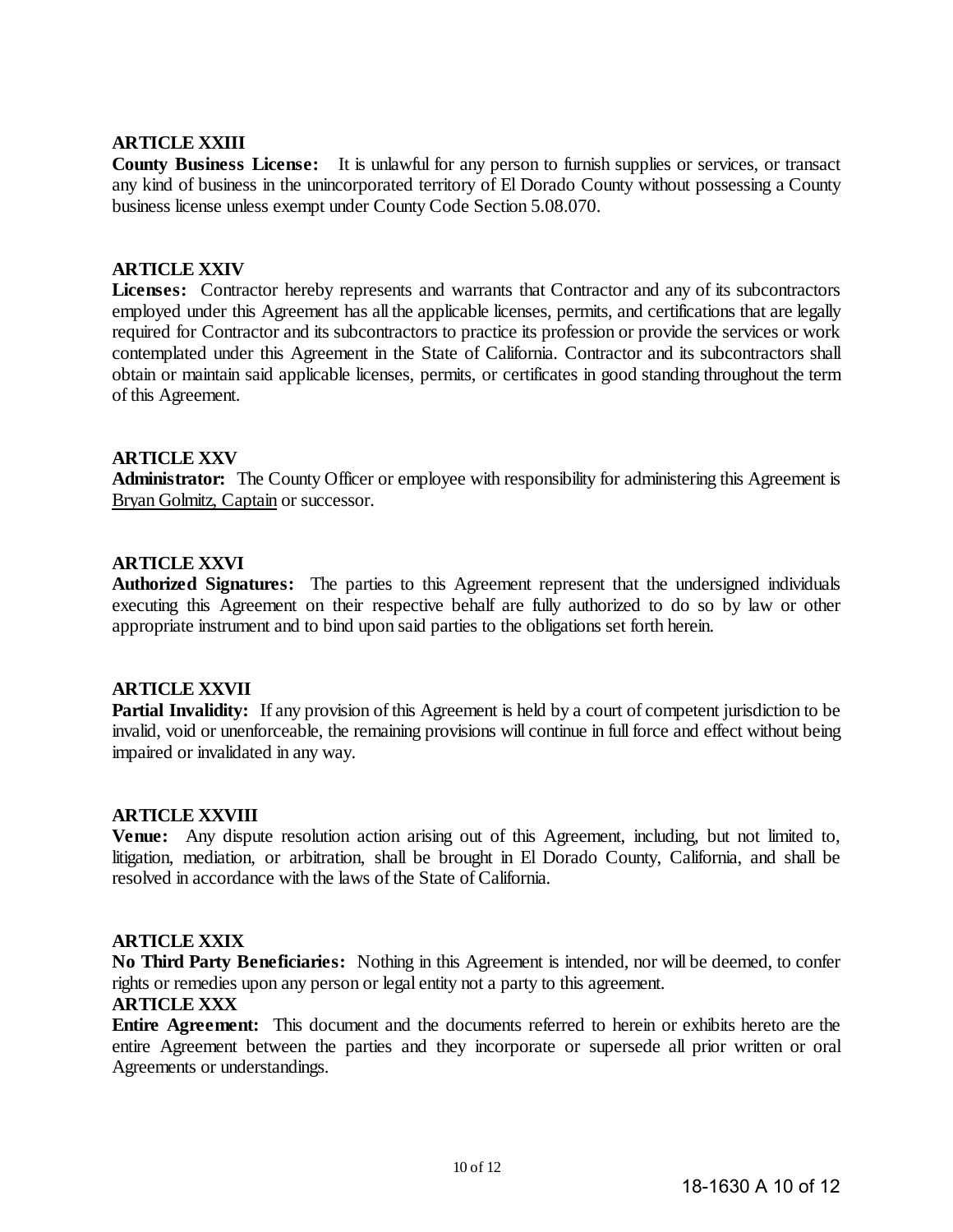**ARTICLE XXIII**

**County Business License:** It is unlawful for any person to furnish supplies or services, or transact any kind of business in the unincorporated territory of El Dorado County without possessing a County business license unless exempt under County Code Section 5.08.070.

**ARTICLE XXIV**

**Licenses:** Contractor hereby represents and warrants that Contractor and any of its subcontractors employed under this Agreement has all the applicable licenses, permits, and certifications that are legally required for Contractor and its subcontractors to practice its profession or provide the services or work contemplated under this Agreement in the State of California. Contractor and its subcontractors shall obtain or maintain said applicable licenses, permits, or certificates in good standing throughout the term of this Agreement.

**ARTICLE XXV**

**Administrator:** The County Officer or employee with responsibility for administering this Agreement is Bryan Golmitz, Captain or successor.

**ARTICLE XXVI**

**Authorized Signatures:** The parties to this Agreement represent that the undersigned individuals executing this Agreement on their respective behalf are fully authorized to do so by law or other appropriate instrument and to bind upon said parties to the obligations set forth herein.

**ARTICLE XXVII**

**Partial Invalidity:** If any provision of this Agreement is held by a court of competent jurisdiction to be invalid, void or unenforceable, the remaining provisions will continue in full force and effect without being impaired or invalidated in any way.

**ARTICLE XXVIII**

**Venue:** Any dispute resolution action arising out of this Agreement, including, but not limited to, litigation, mediation, or arbitration, shall be brought in El Dorado County, California, and shall be resolved in accordance with the laws of the State of California.

**ARTICLE XXIX**

**No Third Party Beneficiaries:** Nothing in this Agreement is intended, nor will be deemed, to confer rights or remedies upon any person or legal entity not a party to this agreement.

**ARTICLE XXX**

**Entire Agreement:** This document and the documents referred to herein or exhibits hereto are the entire Agreement between the parties and they incorporate or supersede all prior written or oral Agreements or understandings.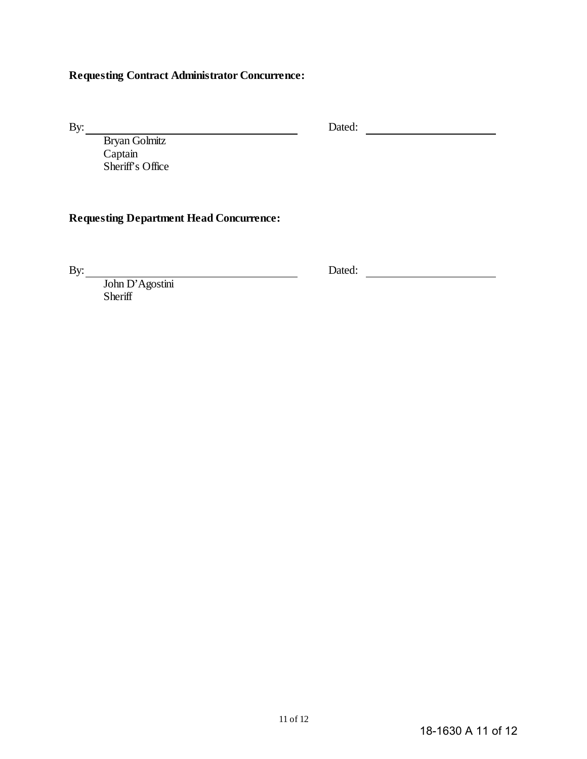**Requesting Contract Administrator Concurrence:**

By: ______________________________ Dated: ______________________

Bryan Golmitz
Captain
Sheriff's Office

**Requesting Department Head Concurrence:**

By: ______________________________ Dated: ______________________

John D'Agostini
Sheriff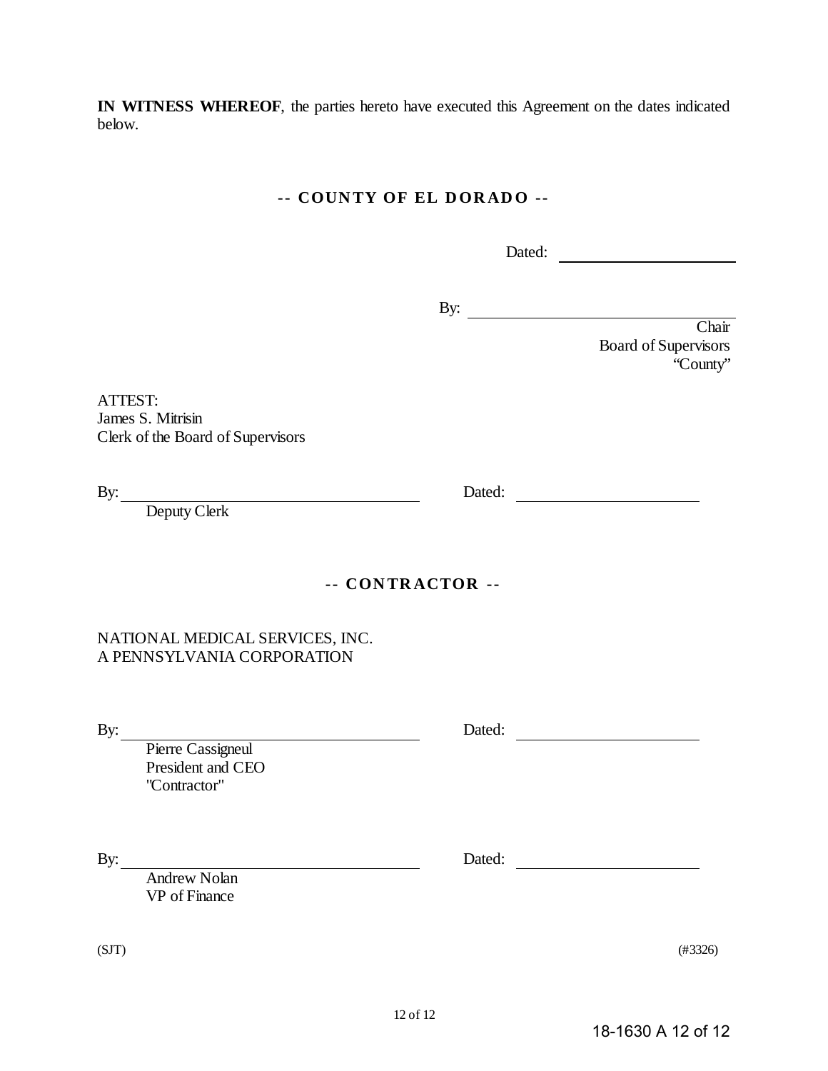**IN WITNESS WHEREOF**, the parties hereto have executed this Agreement on the dates indicated below.

**-- COUNTY OF EL DORADO --**

Dated: \_\_\_\_\_\_\_\_\_\_\_\_\_\_\_\_\_\_\_\_

By: \_\_\_\_\_\_\_\_\_\_\_\_\_\_\_\_\_\_\_\_\_\_\_\_\_\_\_\_
Chair
Board of Supervisors
"County"

ATTEST:
James S. Mitrisin
Clerk of the Board of Supervisors

By: \_\_\_\_\_\_\_\_\_\_\_\_\_\_\_\_\_\_\_\_\_\_\_\_\_\_\_\_ Dated: \_\_\_\_\_\_\_\_\_\_\_\_\_\_\_\_\_\_\_\_
Deputy Clerk

**-- CONTRACTOR --**

NATIONAL MEDICAL SERVICES, INC.
A PENNSYLVANIA CORPORATION

By: \_\_\_\_\_\_\_\_\_\_\_\_\_\_\_\_\_\_\_\_\_\_\_\_\_\_\_\_ Dated: \_\_\_\_\_\_\_\_\_\_\_\_\_\_\_\_\_\_\_\_
Pierre Cassigneul
President and CEO
"Contractor"

By: \_\_\_\_\_\_\_\_\_\_\_\_\_\_\_\_\_\_\_\_\_\_\_\_\_\_\_\_ Dated: \_\_\_\_\_\_\_\_\_\_\_\_\_\_\_\_\_\_\_\_
Andrew Nolan
VP of Finance

(SJT) (#3326)